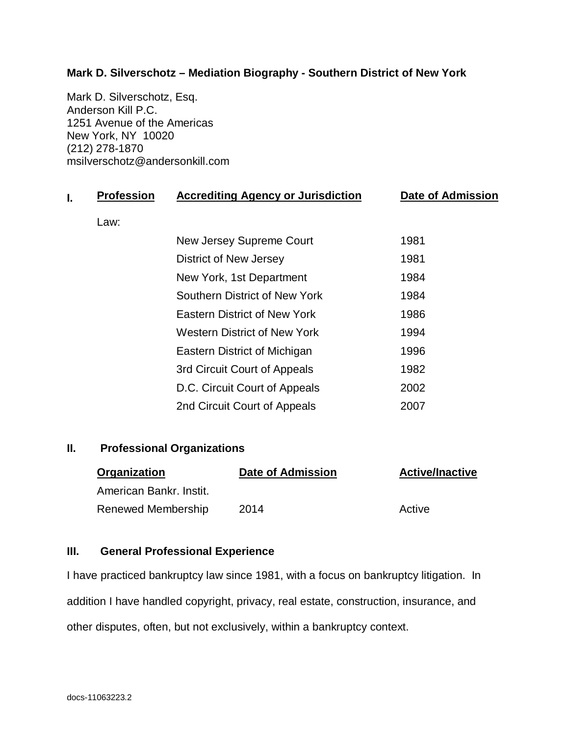**Mark D. Silverschotz – Mediation Biography - Southern District of New York**

Mark D. Silverschotz, Esq.
Anderson Kill P.C.
1251 Avenue of the Americas
New York, NY 10020
(212) 278-1870
msilverschotz@andersonkill.com

## I.

| Profession | Accrediting Agency or Jurisdiction | Date of Admission |
|---|---|---|
| Law: | | |
| | New Jersey Supreme Court | 1981 |
| | District of New Jersey | 1981 |
| | New York, 1st Department | 1984 |
| | Southern District of New York | 1984 |
| | Eastern District of New York | 1986 |
| | Western District of New York | 1994 |
| | Eastern District of Michigan | 1996 |
| | 3rd Circuit Court of Appeals | 1982 |
| | D.C. Circuit Court of Appeals | 2002 |
| | 2nd Circuit Court of Appeals | 2007 |

## II. Professional Organizations

| Organization | Date of Admission | Active/Inactive |
|---|---|---|
| American Bankr. Instit. | | |
| Renewed Membership | 2014 | Active |

## III. General Professional Experience

I have practiced bankruptcy law since 1981, with a focus on bankruptcy litigation. In addition I have handled copyright, privacy, real estate, construction, insurance, and other disputes, often, but not exclusively, within a bankruptcy context.

docs-11063223.2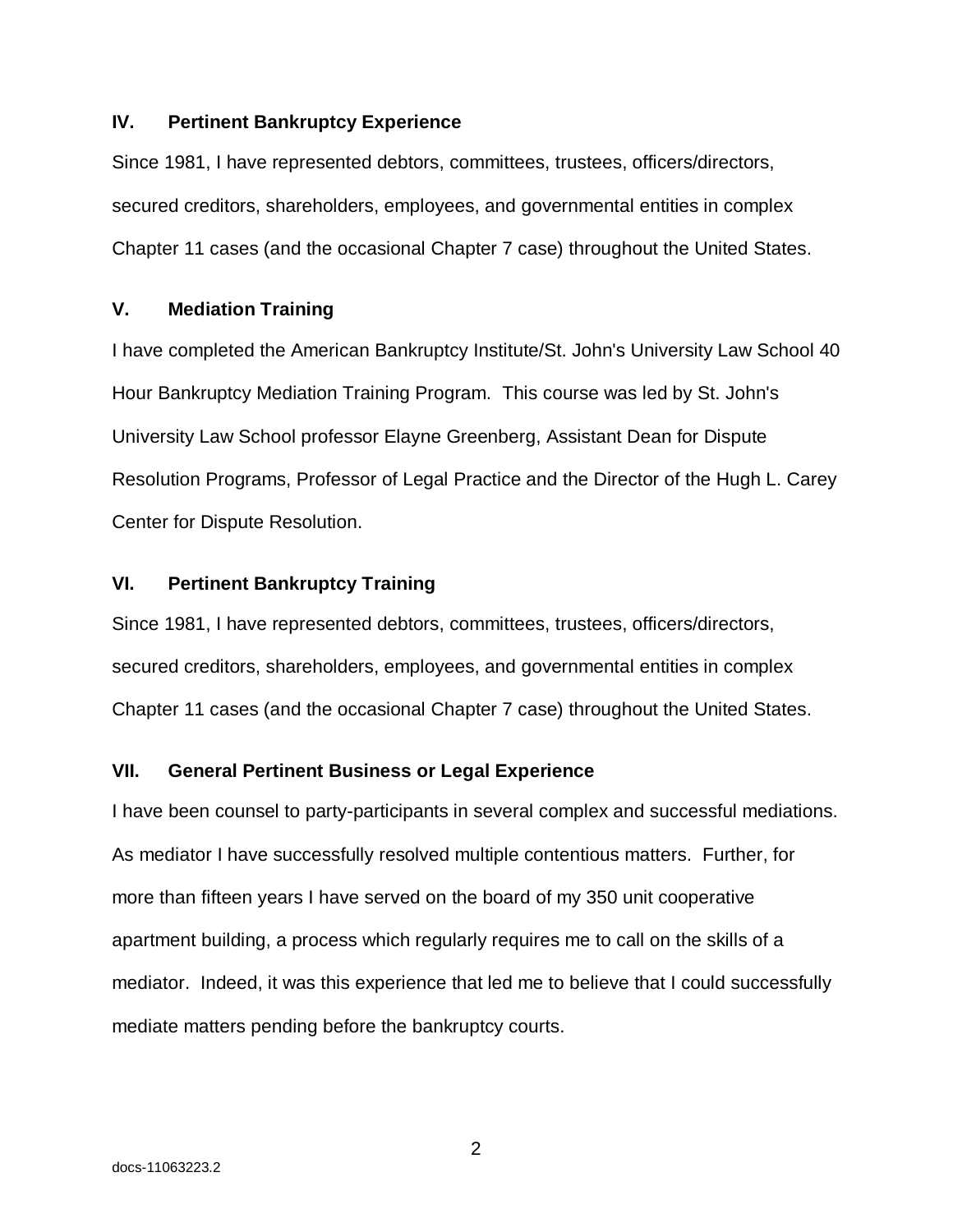## IV. Pertinent Bankruptcy Experience

Since 1981, I have represented debtors, committees, trustees, officers/directors, secured creditors, shareholders, employees, and governmental entities in complex Chapter 11 cases (and the occasional Chapter 7 case) throughout the United States.

## V. Mediation Training

I have completed the American Bankruptcy Institute/St. John's University Law School 40 Hour Bankruptcy Mediation Training Program. This course was led by St. John's University Law School professor Elayne Greenberg, Assistant Dean for Dispute Resolution Programs, Professor of Legal Practice and the Director of the Hugh L. Carey Center for Dispute Resolution.

## VI. Pertinent Bankruptcy Training

Since 1981, I have represented debtors, committees, trustees, officers/directors, secured creditors, shareholders, employees, and governmental entities in complex Chapter 11 cases (and the occasional Chapter 7 case) throughout the United States.

## VII. General Pertinent Business or Legal Experience

I have been counsel to party-participants in several complex and successful mediations. As mediator I have successfully resolved multiple contentious matters. Further, for more than fifteen years I have served on the board of my 350 unit cooperative apartment building, a process which regularly requires me to call on the skills of a mediator. Indeed, it was this experience that led me to believe that I could successfully mediate matters pending before the bankruptcy courts.

docs-11063223.2